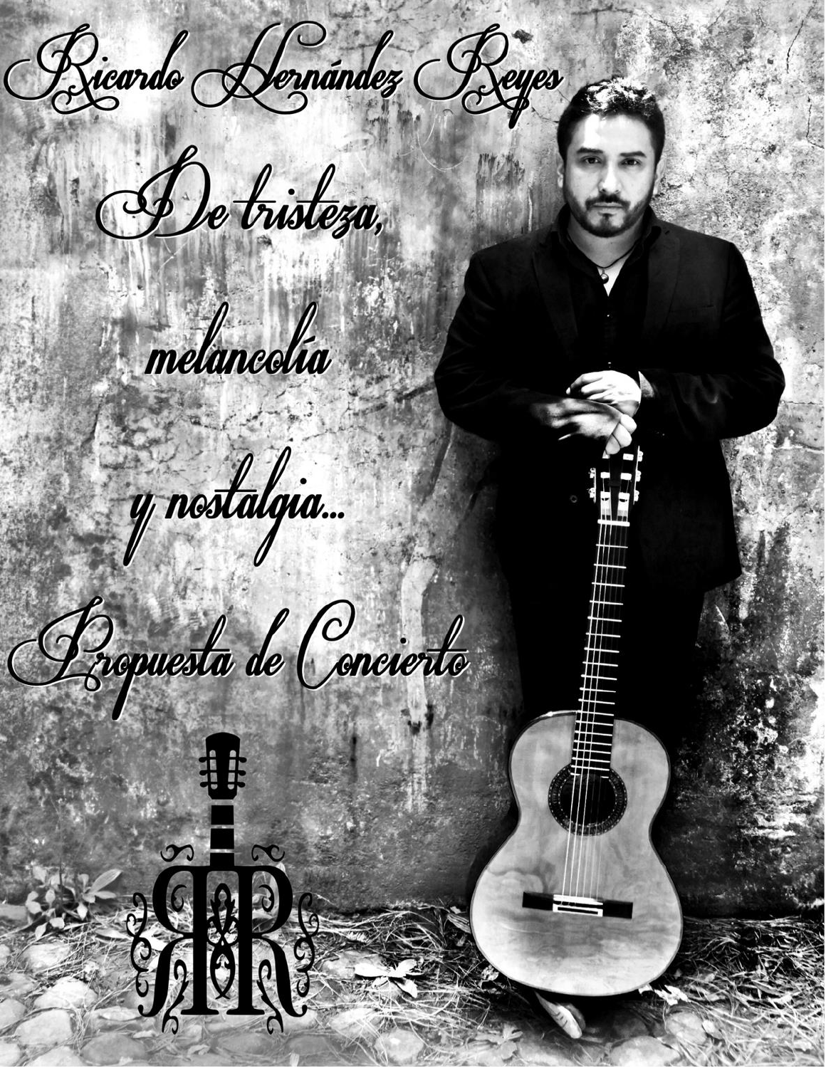# Ricardo Hernández Reyes

## De tristeza,

## melancolía

## y nostalgia...

## Propuesta de Concierto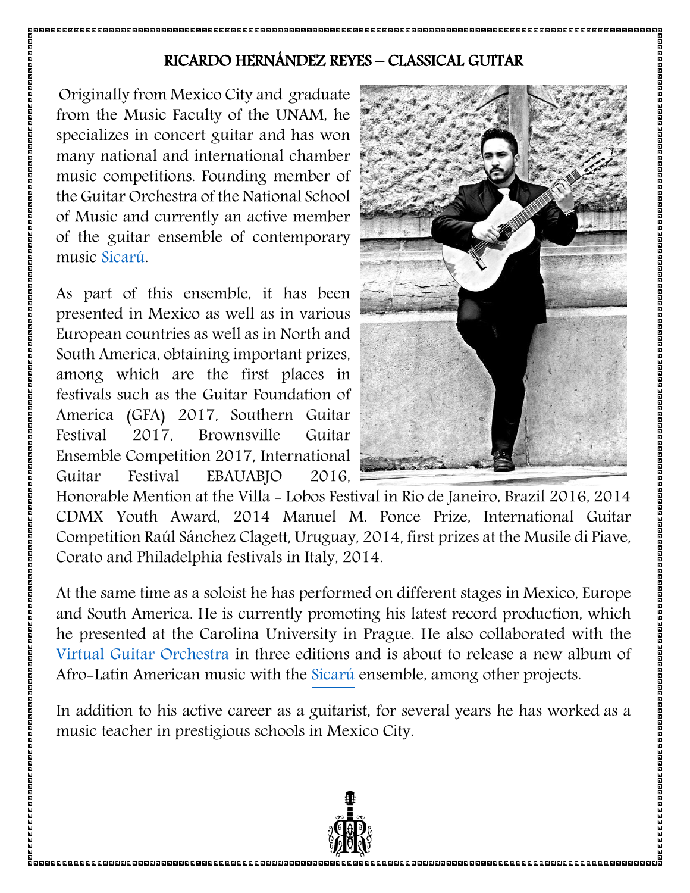## RICARDO HERNÁNDEZ REYES – CLASSICAL GUITAR

Originally from Mexico City and graduate from the Music Faculty of the UNAM, he specializes in concert guitar and has won many national and international chamber music competitions. Founding member of the Guitar Orchestra of the National School of Music and currently an active member of the guitar ensemble of contemporary music Sicarú.

As part of this ensemble, it has been presented in Mexico as well as in various European countries as well as in North and South America, obtaining important prizes, among which are the first places in festivals such as the Guitar Foundation of America (GFA) 2017, Southern Guitar Festival 2017, Brownsville Guitar Ensemble Competition 2017, International Guitar Festival EBAUABJO 2016, Honorable Mention at the Villa - Lobos Festival in Rio de Janeiro, Brazil 2016, 2014 CDMX Youth Award, 2014 Manuel M. Ponce Prize, International Guitar Competition Raúl Sánchez Clagett, Uruguay, 2014, first prizes at the Musile di Piave, Corato and Philadelphia festivals in Italy, 2014.

At the same time as a soloist he has performed on different stages in Mexico, Europe and South America. He is currently promoting his latest record production, which he presented at the Carolina University in Prague. He also collaborated with the Virtual Guitar Orchestra in three editions and is about to release a new album of Afro-Latin American music with the Sicarú ensemble, among other projects.

In addition to his active career as a guitarist, for several years he has worked as a music teacher in prestigious schools in Mexico City.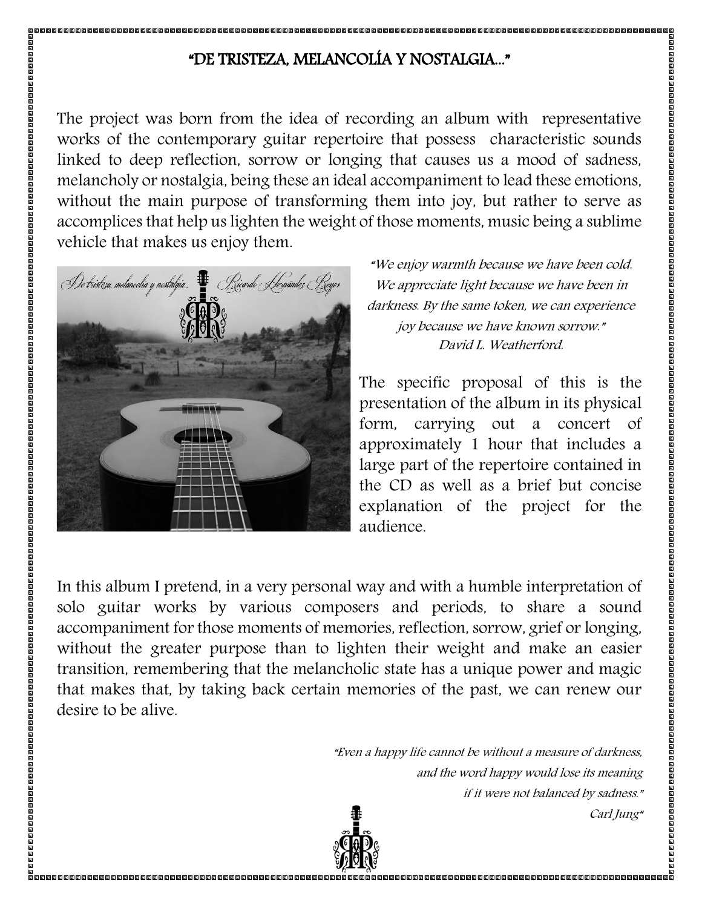# "DE TRISTEZA, MELANCOLÍA Y NOSTALGIA..."

The project was born from the idea of recording an album with representative works of the contemporary guitar repertoire that possess characteristic sounds linked to deep reflection, sorrow or longing that causes us a mood of sadness, melancholy or nostalgia, being these an ideal accompaniment to lead these emotions, without the main purpose of transforming them into joy, but rather to serve as accomplices that help us lighten the weight of those moments, music being a sublime vehicle that makes us enjoy them.

*"We enjoy warmth because we have been cold. We appreciate light because we have been in darkness. By the same token, we can experience joy because we have known sorrow."*
*David L. Weatherford.*

The specific proposal of this is the presentation of the album in its physical form, carrying out a concert of approximately 1 hour that includes a large part of the repertoire contained in the CD as well as a brief but concise explanation of the project for the audience.

In this album I pretend, in a very personal way and with a humble interpretation of solo guitar works by various composers and periods, to share a sound accompaniment for those moments of memories, reflection, sorrow, grief or longing, without the greater purpose than to lighten their weight and make an easier transition, remembering that the melancholic state has a unique power and magic that makes that, by taking back certain memories of the past, we can renew our desire to be alive.

*"Even a happy life cannot be without a measure of darkness, and the word happy would lose its meaning if it were not balanced by sadness."*
*Carl Jung"*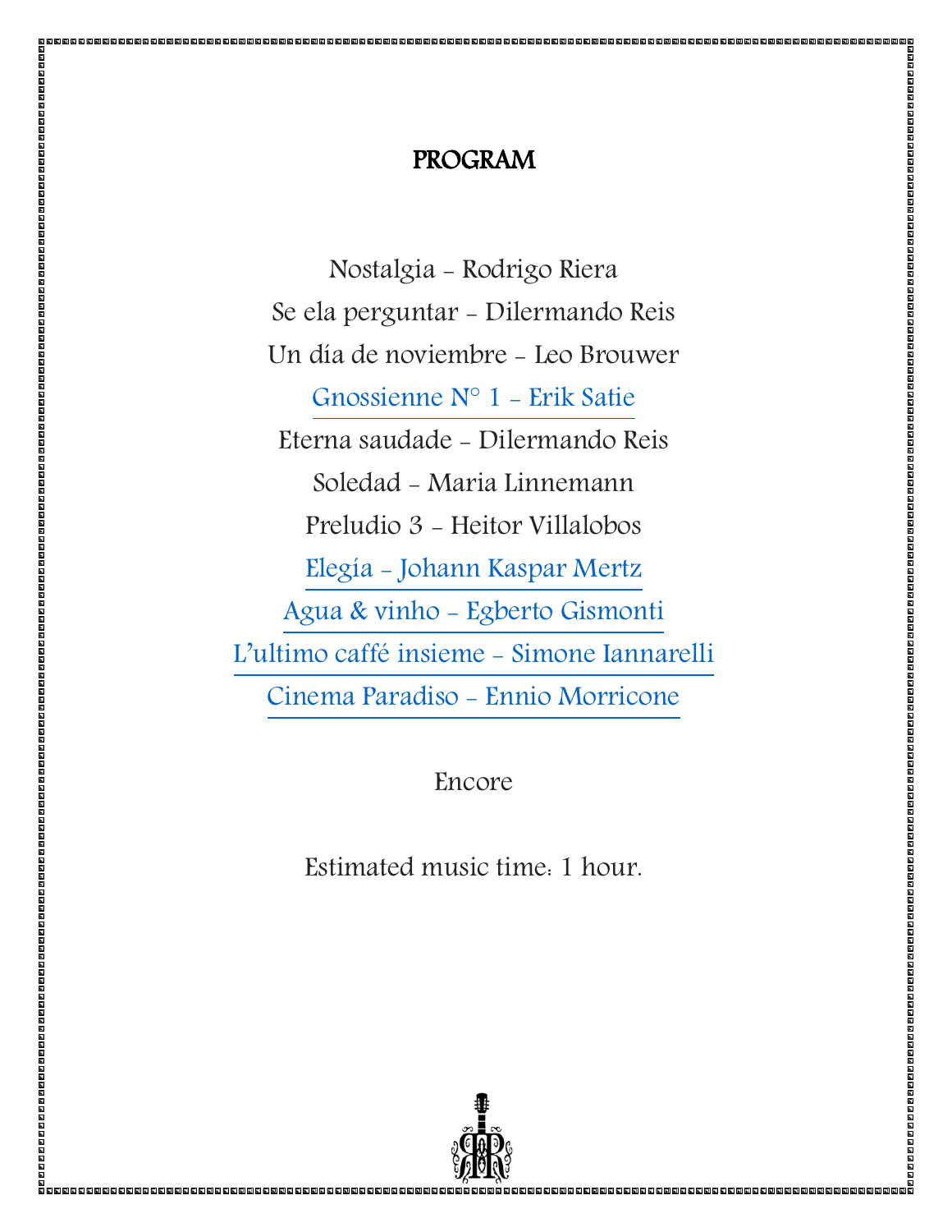# PROGRAM

Nostalgia - Rodrigo Riera

Se ela perguntar - Dilermando Reis

Un día de noviembre - Leo Brouwer

Gnossienne N° 1 - Erik Satie

Eterna saudade - Dilermando Reis

Soledad - Maria Linnemann

Preludio 3 - Heitor Villalobos

Elegía - Johann Kaspar Mertz

Agua & vinho - Egberto Gismonti

L'ultimo caffé insieme - Simone Iannarelli

Cinema Paradiso - Ennio Morricone

Encore

Estimated music time: 1 hour.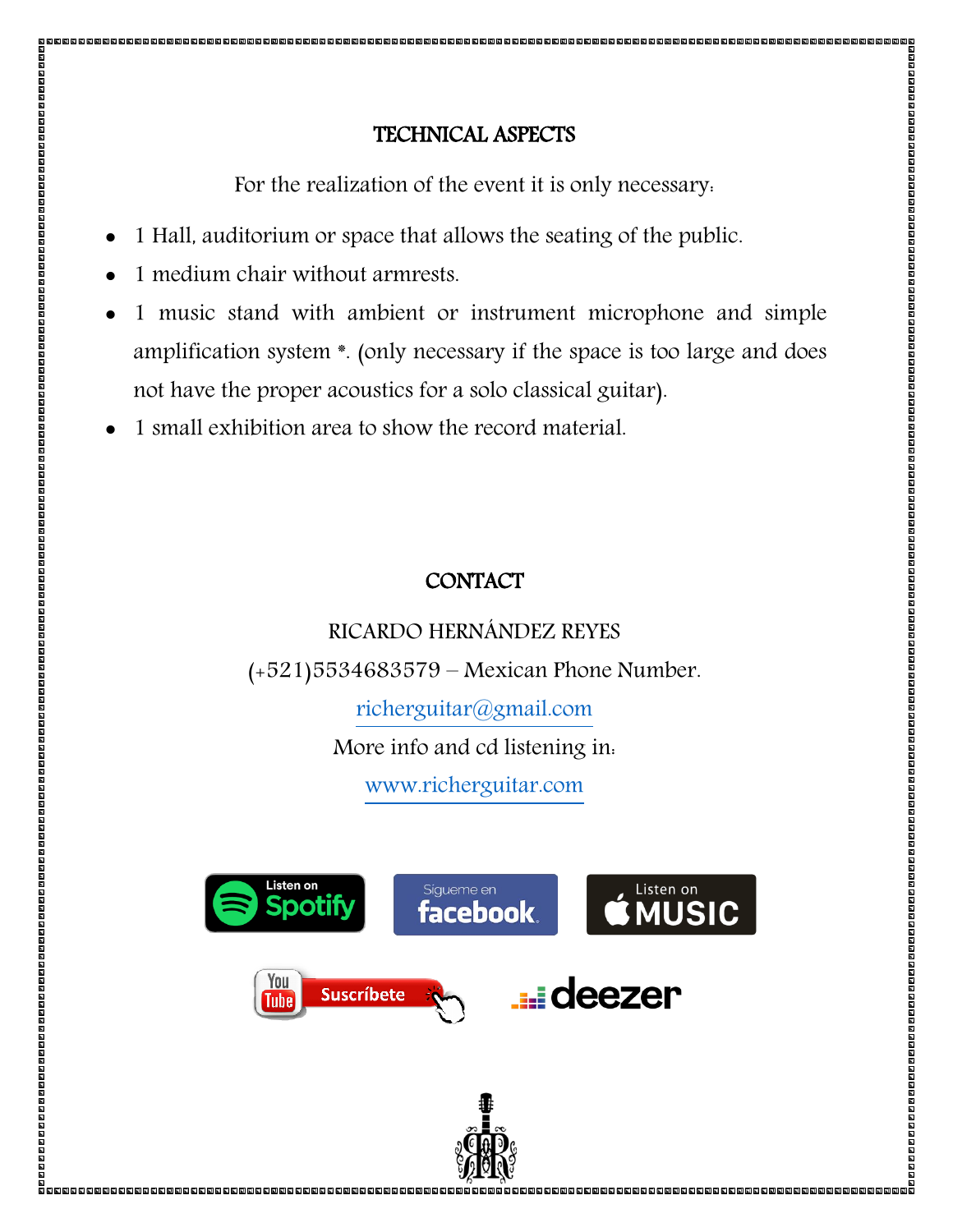## TECHNICAL ASPECTS

For the realization of the event it is only necessary:

- 1 Hall, auditorium or space that allows the seating of the public.
- 1 medium chair without armrests.
- 1 music stand with ambient or instrument microphone and simple amplification system *. (only necessary if the space is too large and does not have the proper acoustics for a solo classical guitar).
- 1 small exhibition area to show the record material.

## CONTACT

RICARDO HERNÁNDEZ REYES

(+521)5534683579 – Mexican Phone Number.

richerguitar@gmail.com

More info and cd listening in:

www.richerguitar.com

Listen on Spotify

Sígueme en facebook

Listen on MUSIC

YouTube Suscríbete

deezer